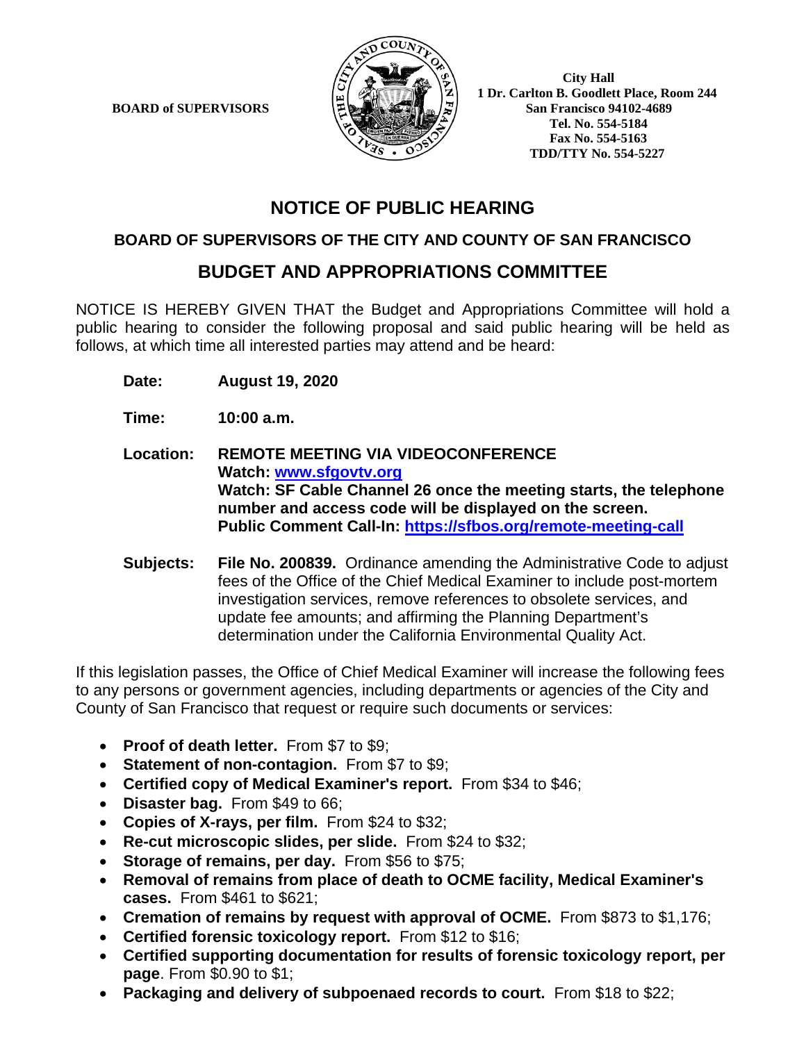**BOARD of SUPERVISORS**

**City Hall**
**1 Dr. Carlton B. Goodlett Place, Room 244**
**San Francisco 94102-4689**
**Tel. No. 554-5184**
**Fax No. 554-5163**
**TDD/TTY No. 554-5227**

# NOTICE OF PUBLIC HEARING

## BOARD OF SUPERVISORS OF THE CITY AND COUNTY OF SAN FRANCISCO

## BUDGET AND APPROPRIATIONS COMMITTEE

NOTICE IS HEREBY GIVEN THAT the Budget and Appropriations Committee will hold a public hearing to consider the following proposal and said public hearing will be held as follows, at which time all interested parties may attend and be heard:

**Date:** **August 19, 2020**

**Time:** **10:00 a.m.**

**Location:** **REMOTE MEETING VIA VIDEOCONFERENCE**
**Watch: [www.sfgovtv.org](www.sfgovtv.org)**
**Watch: SF Cable Channel 26 once the meeting starts, the telephone number and access code will be displayed on the screen.**
**Public Comment Call-In: [https://sfbos.org/remote-meeting-call](https://sfbos.org/remote-meeting-call)**

**Subjects:** **File No. 200839.** Ordinance amending the Administrative Code to adjust fees of the Office of the Chief Medical Examiner to include post-mortem investigation services, remove references to obsolete services, and update fee amounts; and affirming the Planning Department's determination under the California Environmental Quality Act.

If this legislation passes, the Office of Chief Medical Examiner will increase the following fees to any persons or government agencies, including departments or agencies of the City and County of San Francisco that request or require such documents or services:

- **Proof of death letter.** From $7 to $9;
- **Statement of non-contagion.** From $7 to $9;
- **Certified copy of Medical Examiner's report.** From $34 to $46;
- **Disaster bag.** From $49 to 66;
- **Copies of X-rays, per film.** From $24 to $32;
- **Re-cut microscopic slides, per slide.** From $24 to $32;
- **Storage of remains, per day.** From $56 to $75;
- **Removal of remains from place of death to OCME facility, Medical Examiner's cases.** From $461 to $621;
- **Cremation of remains by request with approval of OCME.** From $873 to $1,176;
- **Certified forensic toxicology report.** From $12 to $16;
- **Certified supporting documentation for results of forensic toxicology report, per page**. From $0.90 to $1;
- **Packaging and delivery of subpoenaed records to court.** From $18 to $22;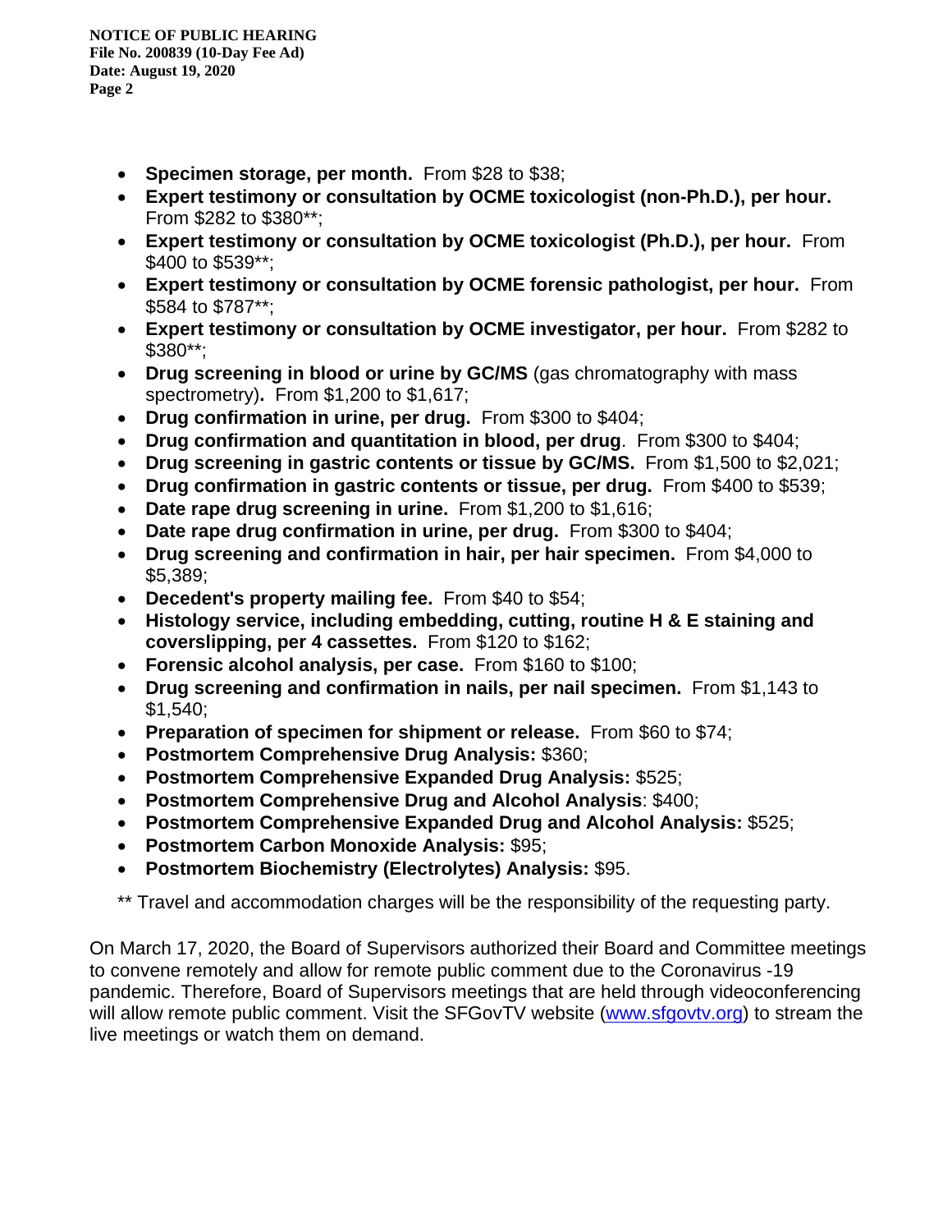- **Specimen storage, per month.** From $28 to $38;
- **Expert testimony or consultation by OCME toxicologist (non-Ph.D.), per hour.** From $282 to $380**;
- **Expert testimony or consultation by OCME toxicologist (Ph.D.), per hour.** From $400 to $539**;
- **Expert testimony or consultation by OCME forensic pathologist, per hour.** From $584 to $787**;
- **Expert testimony or consultation by OCME investigator, per hour.** From $282 to $380**;
- **Drug screening in blood or urine by GC/MS** (gas chromatography with mass spectrometry)**.** From $1,200 to $1,617;
- **Drug confirmation in urine, per drug.** From $300 to $404;
- **Drug confirmation and quantitation in blood, per drug**. From $300 to $404;
- **Drug screening in gastric contents or tissue by GC/MS.** From $1,500 to $2,021;
- **Drug confirmation in gastric contents or tissue, per drug.** From $400 to $539;
- **Date rape drug screening in urine.** From $1,200 to $1,616;
- **Date rape drug confirmation in urine, per drug.** From $300 to $404;
- **Drug screening and confirmation in hair, per hair specimen.** From $4,000 to $5,389;
- **Decedent's property mailing fee.** From $40 to $54;
- **Histology service, including embedding, cutting, routine H & E staining and coverslipping, per 4 cassettes.** From $120 to $162;
- **Forensic alcohol analysis, per case.** From $160 to $100;
- **Drug screening and confirmation in nails, per nail specimen.** From $1,143 to $1,540;
- **Preparation of specimen for shipment or release.** From $60 to $74;
- **Postmortem Comprehensive Drug Analysis:** $360;
- **Postmortem Comprehensive Expanded Drug Analysis:** $525;
- **Postmortem Comprehensive Drug and Alcohol Analysis**: $400;
- **Postmortem Comprehensive Expanded Drug and Alcohol Analysis:** $525;
- **Postmortem Carbon Monoxide Analysis:** $95;
- **Postmortem Biochemistry (Electrolytes) Analysis:** $95.

** Travel and accommodation charges will be the responsibility of the requesting party.

On March 17, 2020, the Board of Supervisors authorized their Board and Committee meetings to convene remotely and allow for remote public comment due to the Coronavirus -19 pandemic. Therefore, Board of Supervisors meetings that are held through videoconferencing will allow remote public comment. Visit the SFGovTV website (www.sfgovtv.org) to stream the live meetings or watch them on demand.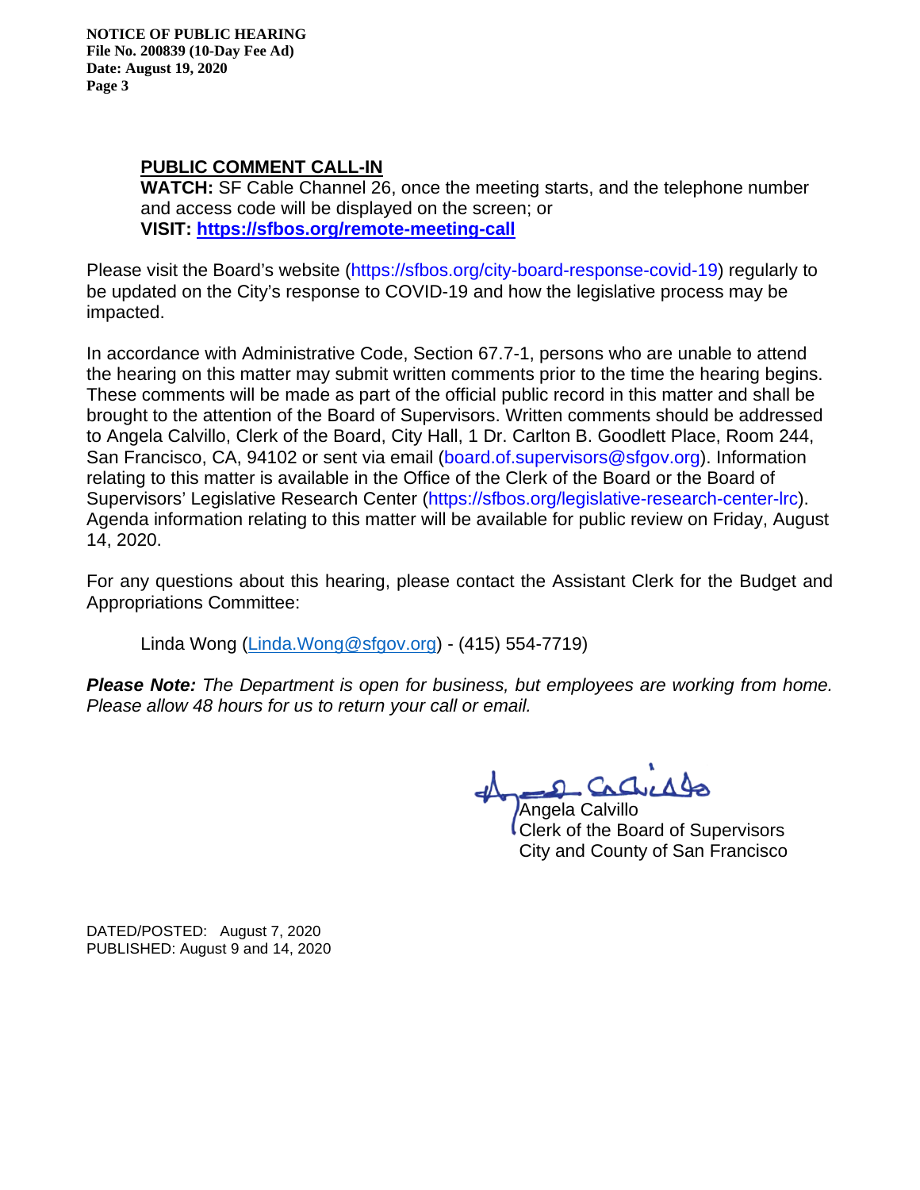**PUBLIC COMMENT CALL-IN**

**WATCH:** SF Cable Channel 26, once the meeting starts, and the telephone number and access code will be displayed on the screen; or

**VISIT:** **https://sfbos.org/remote-meeting-call**

Please visit the Board's website (https://sfbos.org/city-board-response-covid-19) regularly to be updated on the City's response to COVID-19 and how the legislative process may be impacted.

In accordance with Administrative Code, Section 67.7-1, persons who are unable to attend the hearing on this matter may submit written comments prior to the time the hearing begins. These comments will be made as part of the official public record in this matter and shall be brought to the attention of the Board of Supervisors. Written comments should be addressed to Angela Calvillo, Clerk of the Board, City Hall, 1 Dr. Carlton B. Goodlett Place, Room 244, San Francisco, CA, 94102 or sent via email (board.of.supervisors@sfgov.org). Information relating to this matter is available in the Office of the Clerk of the Board or the Board of Supervisors' Legislative Research Center (https://sfbos.org/legislative-research-center-lrc). Agenda information relating to this matter will be available for public review on Friday, August 14, 2020.

For any questions about this hearing, please contact the Assistant Clerk for the Budget and Appropriations Committee:

Linda Wong (Linda.Wong@sfgov.org) - (415) 554-7719)

***Please Note:*** *The Department is open for business, but employees are working from home. Please allow 48 hours for us to return your call or email.*

Angela Calvillo
Clerk of the Board of Supervisors
City and County of San Francisco

DATED/POSTED: August 7, 2020
PUBLISHED: August 9 and 14, 2020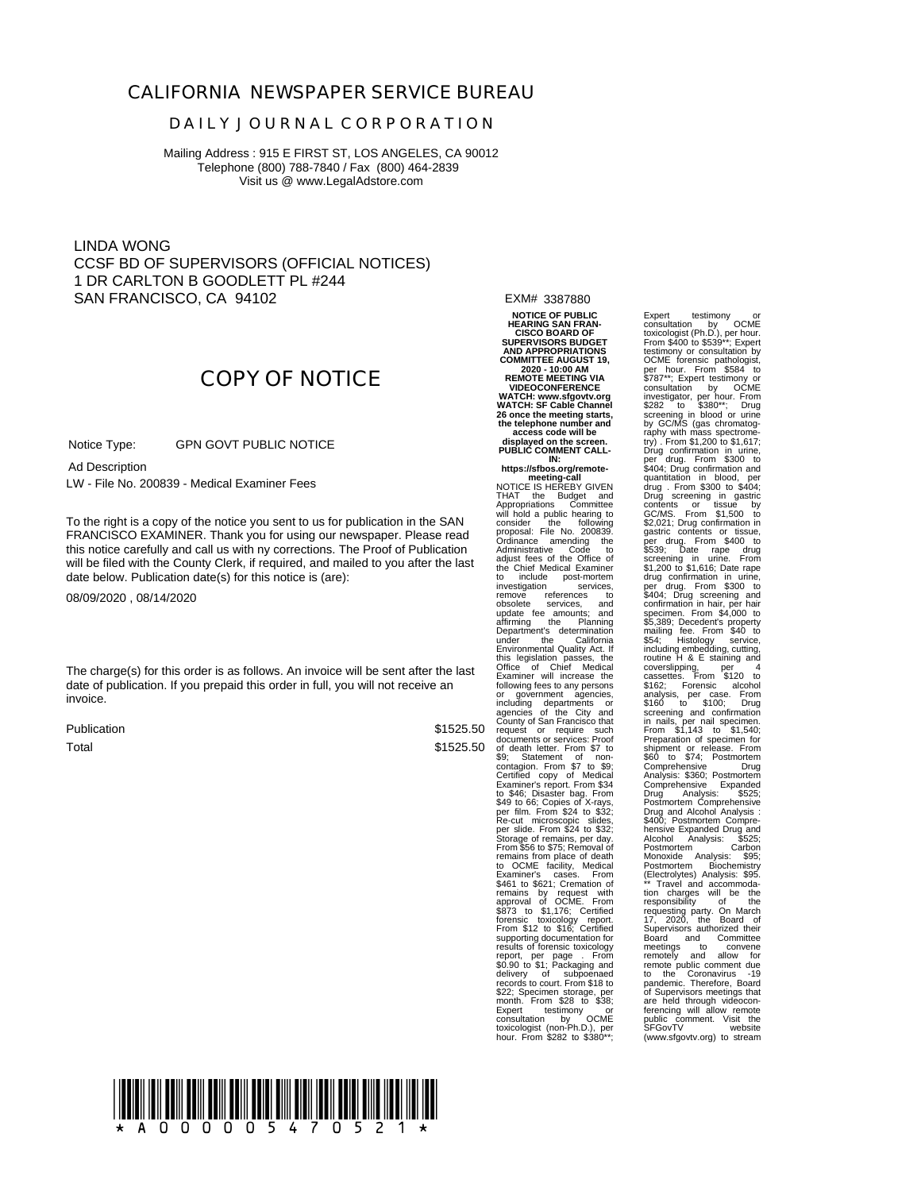# CALIFORNIA NEWSPAPER SERVICE BUREAU

## DAILY JOURNAL CORPORATION

Mailing Address : 915 E FIRST ST, LOS ANGELES, CA 90012
Telephone (800) 788-7840 / Fax (800) 464-2839
Visit us @ www.LegalAdstore.com

LINDA WONG
CCSF BD OF SUPERVISORS (OFFICIAL NOTICES)
1 DR CARLTON B GOODLETT PL #244
SAN FRANCISCO, CA 94102

EXM# 3387880

## COPY OF NOTICE

Notice Type: GPN GOVT PUBLIC NOTICE

Ad Description

LW - File No. 200839 - Medical Examiner Fees

To the right is a copy of the notice you sent to us for publication in the SAN FRANCISCO EXAMINER. Thank you for using our newspaper. Please read this notice carefully and call us with ny corrections. The Proof of Publication will be filed with the County Clerk, if required, and mailed to you after the last date below. Publication date(s) for this notice is (are):

08/09/2020 , 08/14/2020

The charge(s) for this order is as follows. An invoice will be sent after the last date of publication. If you prepaid this order in full, you will not receive an invoice.

| | |
|---|---|
| Publication | $1525.50 |
| Total | $1525.50 |

**NOTICE OF PUBLIC HEARING SAN FRANCISCO BOARD OF SUPERVISORS BUDGET AND APPROPRIATIONS COMMITTEE AUGUST 19, 2020 - 10:00 AM REMOTE MEETING VIA VIDEOCONFERENCE WATCH: www.sfgovtv.org WATCH: SF Cable Channel 26 once the meeting starts, the telephone number and access code will be displayed on the screen. PUBLIC COMMENT CALL-IN: https://sfbos.org/remote-meeting-call**

NOTICE IS HEREBY GIVEN THAT the Budget and Appropriations Committee will hold a public hearing to consider the following proposal: File No. 200839. Ordinance amending the Administrative Code to adjust fees of the Office of the Chief Medical Examiner to include post-mortem investigation services, remove references to obsolete services, and update fee amounts; and affirming the Planning Department's determination under the California Environmental Quality Act. If this legislation passes, the Office of Chief Medical Examiner will increase the following fees to any persons or government agencies, including departments or agencies of the City and County of San Francisco that request or require such documents or services: Proof of death letter. From $7 to $9; Statement of non-contagion. From $7 to $9; Certified copy of Medical Examiner's report. From $34 to $46; Disaster bag. From $49 to 66; Copies of X-rays, per film. From $24 to $32; Re-cut microscopic slides, per slide. From $24 to $32; Storage of remains, per day. From $56 to $75; Removal of remains from place of death to OCME facility, Medical Examiner's cases. From $461 to $621; Cremation of remains by request with approval of OCME. From $873 to $1,176; Certified forensic toxicology report. From $12 to $16; Certified supporting documentation for results of forensic toxicology report, per page . From $0.90 to $1; Packaging and delivery of subpoenaed records to court. From $18 to $22; Specimen storage, per month. From $28 to $38; Expert testimony or consultation by OCME toxicologist (non-Ph.D.), per hour. From $282 to $380**; Expert testimony or consultation by OCME toxicologist (Ph.D.), per hour. From $400 to $539**; Expert testimony or consultation by OCME forensic pathologist, per hour. From $584 to $787**; Expert testimony or consultation by OCME investigator, per hour. From $282 to $380**; Drug screening in blood or urine by GC/MS (gas chromatography with mass spectrometry) . From $1,200 to $1,617; Drug confirmation in urine, per drug. From $300 to $404; Drug confirmation and quantitation in blood, per drug . From $300 to $404; Drug screening in gastric contents or tissue by GC/MS. From $1,500 to $2,021; Drug confirmation in gastric contents or tissue, per drug. From $400 to $539; Date rape drug screening in urine. From $1,200 to $1,616; Date rape drug confirmation in urine, per drug. From $300 to $404; Drug screening and confirmation in hair, per hair specimen. From $4,000 to $5,389; Decedent's property mailing fee. From $40 to $54; Histology service, including embedding, cutting, routine H & E staining and coverslipping, per 4 cassettes. From $120 to $162; Forensic alcohol analysis, per case. From $160 to $100; Drug screening and confirmation in nails, per nail specimen. From $1,143 to $1,540; Preparation of specimen for shipment or release. From $60 to $74; Postmortem Comprehensive Drug Analysis: $360; Postmortem Comprehensive Expanded Drug Analysis: $525; Postmortem Comprehensive Drug and Alcohol Analysis : $400; Postmortem Comprehensive Expanded Drug and Alcohol Analysis: $525; Postmortem Carbon Monoxide Analysis: $95; Postmortem Biochemistry (Electrolytes) Analysis: $95. ** Travel and accommodation charges will be the responsibility of the requesting party. On March 17, 2020, the Board of Supervisors authorized their Board and Committee meetings to convene remotely and allow for remote public comment due to the Coronavirus -19 pandemic. Therefore, Board of Supervisors meetings that are held through videoconferencing will allow remote public comment. Visit the SFGovTV website (www.sfgovtv.org) to stream

\* A 0 0 0 0 0 5 4 7 0 5 2 1 \*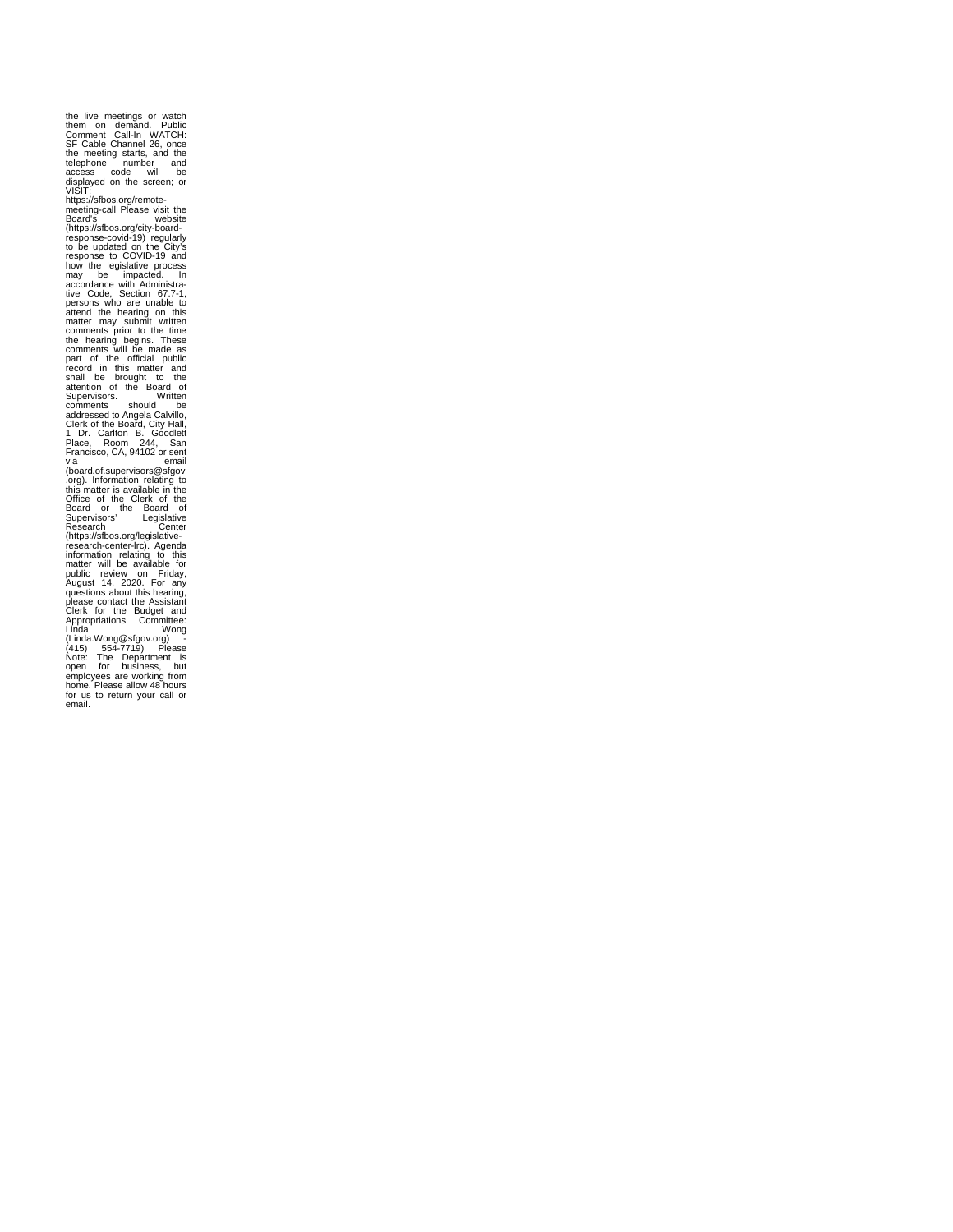the live meetings or watch them on demand. Public Comment Call-In WATCH: SF Cable Channel 26, once the meeting starts, and the telephone number and access code will be displayed on the screen; or VISIT: https://sfbos.org/remote-meeting-call Please visit the Board's website (https://sfbos.org/city-board-response-covid-19) regularly to be updated on the City's response to COVID-19 and how the legislative process may be impacted. In accordance with Administrative Code, Section 67.7-1, persons who are unable to attend the hearing on this matter may submit written comments prior to the time the hearing begins. These comments will be made as part of the official public record in this matter and shall be brought to the attention of the Board of Supervisors. Written comments should be addressed to Angela Calvillo, Clerk of the Board, City Hall, 1 Dr. Carlton B. Goodlett Place, Room 244, San Francisco, CA, 94102 or sent via email (board.of.supervisors@sfgov.org). Information relating to this matter is available in the Office of the Clerk of the Board or the Board of Supervisors' Legislative Research Center (https://sfbos.org/legislative-research-center-lrc). Agenda information relating to this matter will be available for public review on Friday, August 14, 2020. For any questions about this hearing, please contact the Assistant Clerk for the Budget and Appropriations Committee: Linda Wong (Linda.Wong@sfgov.org) - (415) 554-7719) Please Note: The Department is open for business, but employees are working from home. Please allow 48 hours for us to return your call or email.